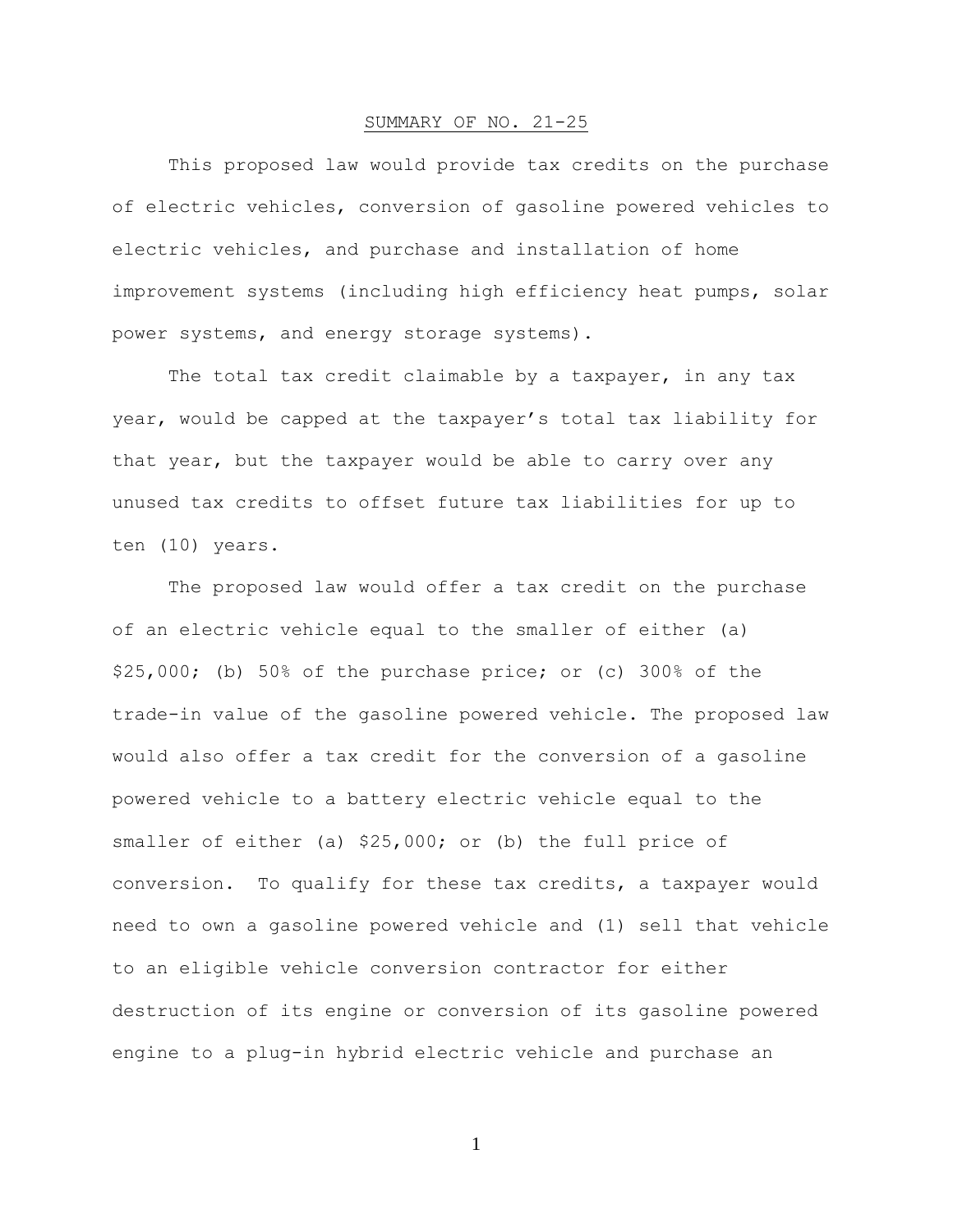# SUMMARY OF NO. 21-25

This proposed law would provide tax credits on the purchase of electric vehicles, conversion of gasoline powered vehicles to electric vehicles, and purchase and installation of home improvement systems (including high efficiency heat pumps, solar power systems, and energy storage systems).

The total tax credit claimable by a taxpayer, in any tax year, would be capped at the taxpayer's total tax liability for that year, but the taxpayer would be able to carry over any unused tax credits to offset future tax liabilities for up to ten (10) years.

The proposed law would offer a tax credit on the purchase of an electric vehicle equal to the smaller of either (a) $25,000; (b) 50% of the purchase price; or (c) 300% of the trade-in value of the gasoline powered vehicle. The proposed law would also offer a tax credit for the conversion of a gasoline powered vehicle to a battery electric vehicle equal to the smaller of either (a) $25,000; or (b) the full price of conversion. To qualify for these tax credits, a taxpayer would need to own a gasoline powered vehicle and (1) sell that vehicle to an eligible vehicle conversion contractor for either destruction of its engine or conversion of its gasoline powered engine to a plug-in hybrid electric vehicle and purchase an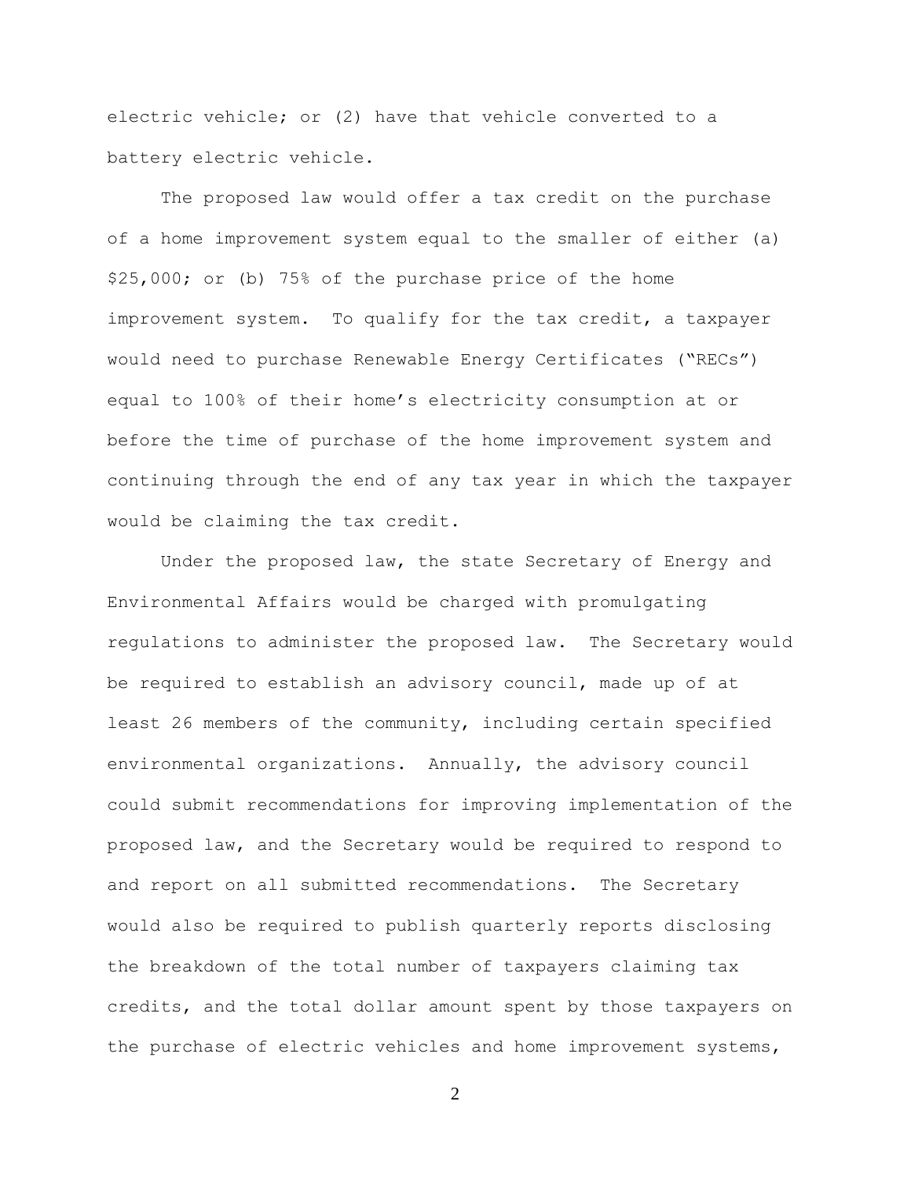electric vehicle; or (2) have that vehicle converted to a battery electric vehicle.

The proposed law would offer a tax credit on the purchase of a home improvement system equal to the smaller of either (a) $25,000; or (b) 75% of the purchase price of the home improvement system. To qualify for the tax credit, a taxpayer would need to purchase Renewable Energy Certificates ("RECs") equal to 100% of their home's electricity consumption at or before the time of purchase of the home improvement system and continuing through the end of any tax year in which the taxpayer would be claiming the tax credit.

Under the proposed law, the state Secretary of Energy and Environmental Affairs would be charged with promulgating regulations to administer the proposed law. The Secretary would be required to establish an advisory council, made up of at least 26 members of the community, including certain specified environmental organizations. Annually, the advisory council could submit recommendations for improving implementation of the proposed law, and the Secretary would be required to respond to and report on all submitted recommendations. The Secretary would also be required to publish quarterly reports disclosing the breakdown of the total number of taxpayers claiming tax credits, and the total dollar amount spent by those taxpayers on the purchase of electric vehicles and home improvement systems,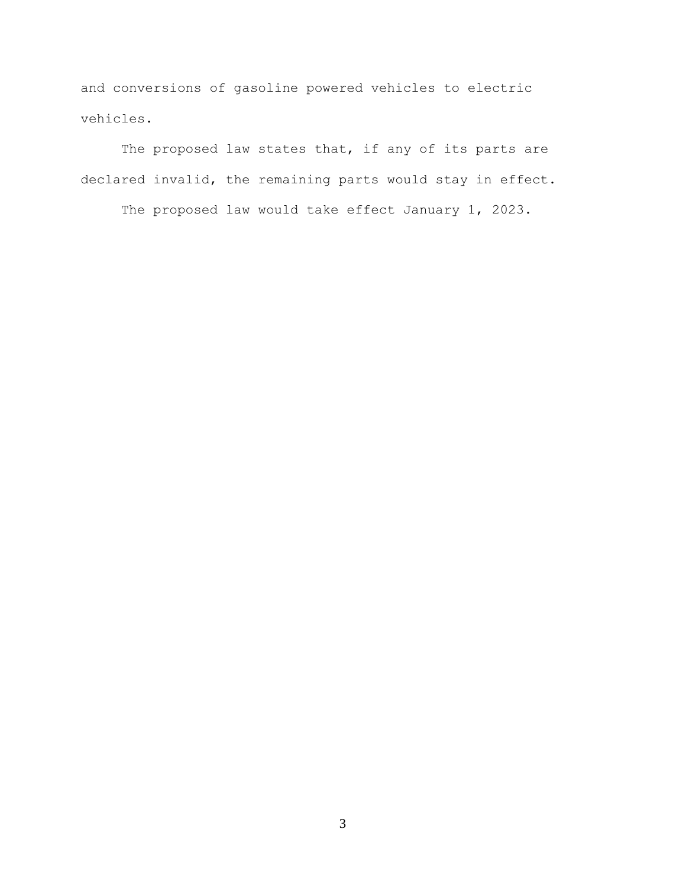and conversions of gasoline powered vehicles to electric vehicles.

The proposed law states that, if any of its parts are declared invalid, the remaining parts would stay in effect.

The proposed law would take effect January 1, 2023.